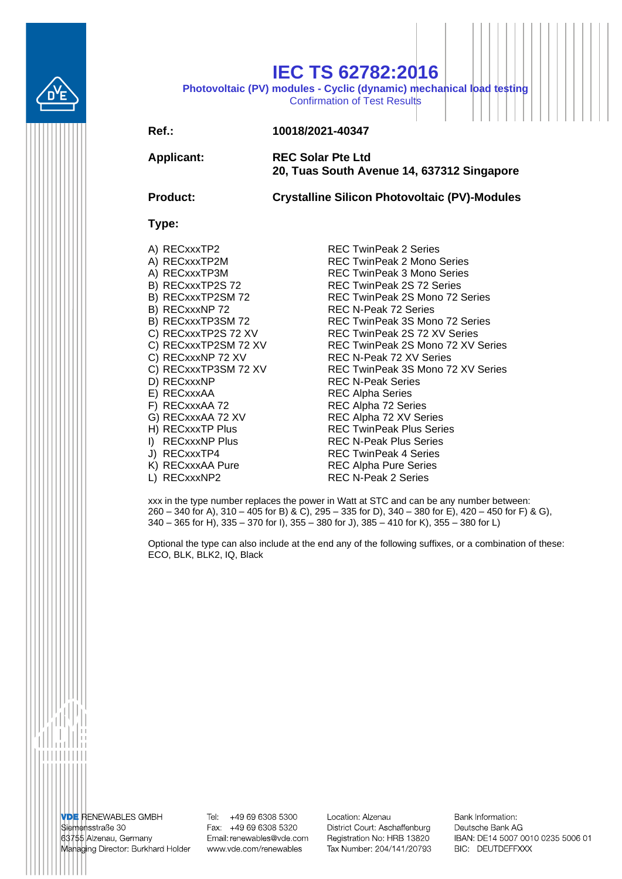# IEC TS 62782:2016

**Photovoltaic (PV) modules - Cyclic (dynamic) mechanical load testing**

Confirmation of Test Results

| | |
|---|---|
| **Ref.:** | **10018/2021-40347** |
| **Applicant:** | **REC Solar Pte Ltd**<br>**20, Tuas South Avenue 14, 637312 Singapore** |
| **Product:** | **Crystalline Silicon Photovoltaic (PV)-Modules** |

**Type:**

| | |
|---|---|
| A) RECxxxTP2 | REC TwinPeak 2 Series |
| A) RECxxxTP2M | REC TwinPeak 2 Mono Series |
| A) RECxxxTP3M | REC TwinPeak 3 Mono Series |
| B) RECxxxTP2S 72 | REC TwinPeak 2S 72 Series |
| B) RECxxxTP2SM 72 | REC TwinPeak 2S Mono 72 Series |
| B) RECxxxNP 72 | REC N-Peak 72 Series |
| B) RECxxxTP3SM 72 | REC TwinPeak 3S Mono 72 Series |
| C) RECxxxTP2S 72 XV | REC TwinPeak 2S 72 XV Series |
| C) RECxxxTP2SM 72 XV | REC TwinPeak 2S Mono 72 XV Series |
| C) RECxxxNP 72 XV | REC N-Peak 72 XV Series |
| C) RECxxxTP3SM 72 XV | REC TwinPeak 3S Mono 72 XV Series |
| D) RECxxxNP | REC N-Peak Series |
| E) RECxxxAA | REC Alpha Series |
| F) RECxxxAA 72 | REC Alpha 72 Series |
| G) RECxxxAA 72 XV | REC Alpha 72 XV Series |
| H) RECxxxTP Plus | REC TwinPeak Plus Series |
| I) RECxxxNP Plus | REC N-Peak Plus Series |
| J) RECxxxTP4 | REC TwinPeak 4 Series |
| K) RECxxxAA Pure | REC Alpha Pure Series |
| L) RECxxxNP2 | REC N-Peak 2 Series |

xxx in the type number replaces the power in Watt at STC and can be any number between: 260 – 340 for A), 310 – 405 for B) & C), 295 – 335 for D), 340 – 380 for E), 420 – 450 for F) & G), 340 – 365 for H), 335 – 370 for I), 355 – 380 for J), 385 – 410 for K), 355 – 380 for L)

Optional the type can also include at the end any of the following suffixes, or a combination of these: ECO, BLK, BLK2, IQ, Black

VDE RENEWABLES GMBH
Siemensstraße 30
63755 Alzenau, Germany
Managing Director: Burkhard Holder

Tel: +49 69 6308 5300
Fax: +49 69 6308 5320
Email: renewables@vde.com
www.vde.com/renewables

Location: Alzenau
District Court: Aschaffenburg
Registration No: HRB 13820
Tax Number: 204/141/20793

Bank Information:
Deutsche Bank AG
IBAN: DE14 5007 0010 0235 5006 01
BIC: DEUTDEFFXXX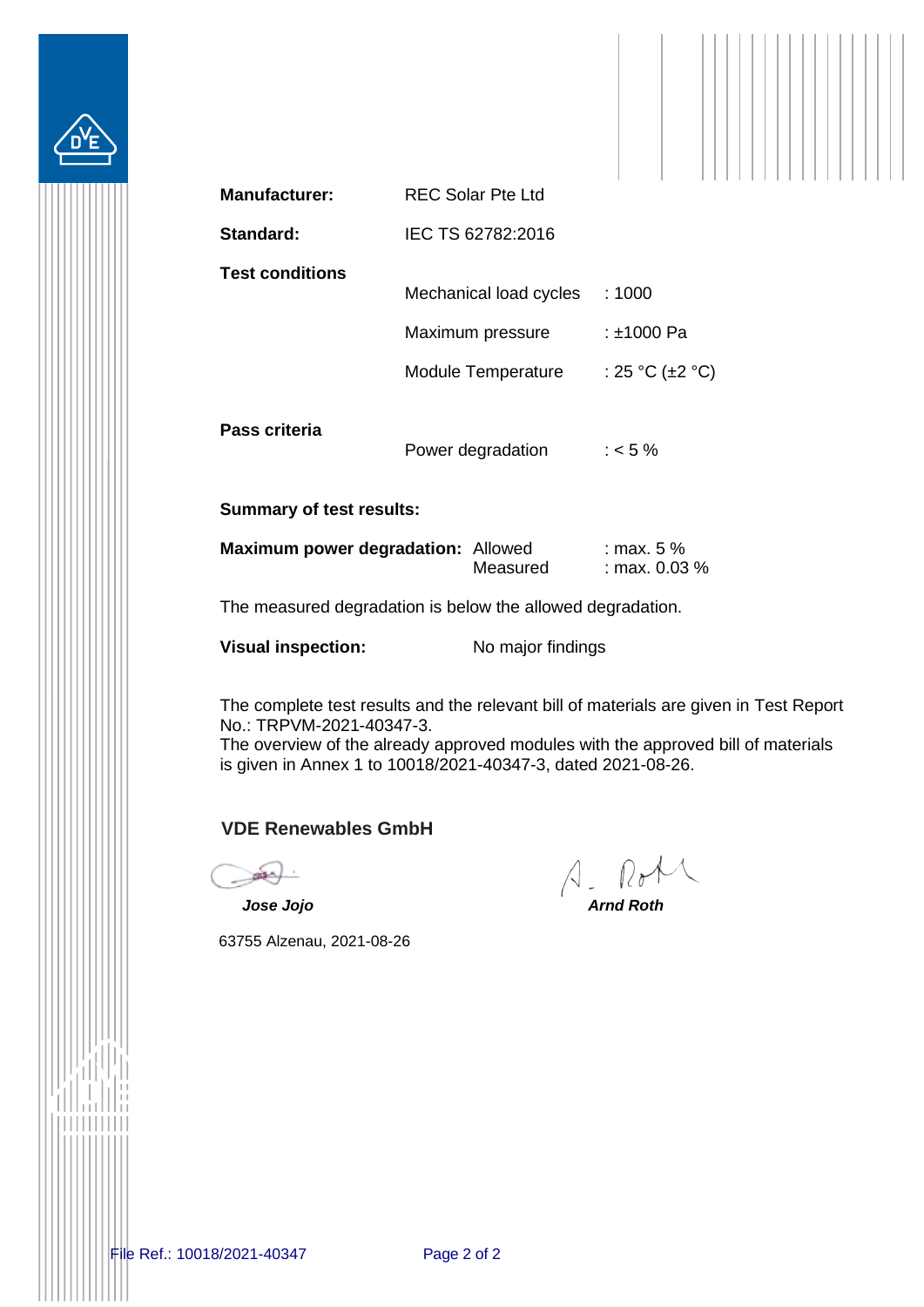**Manufacturer:** REC Solar Pte Ltd

**Standard:** IEC TS 62782:2016

**Test conditions**

| | |
|---|---|
| Mechanical load cycles | : 1000 |
| Maximum pressure | : ±1000 Pa |
| Module Temperature | : 25 °C (±2 °C) |

**Pass criteria**

| | |
|---|---|
| Power degradation | : < 5 % |

**Summary of test results:**

| | | |
|---|---|---|
| **Maximum power degradation:** | Allowed | : max. 5 % |
| | Measured | : max. 0.03 % |

The measured degradation is below the allowed degradation.

**Visual inspection:** No major findings

The complete test results and the relevant bill of materials are given in Test Report No.: TRPVM-2021-40347-3.
The overview of the already approved modules with the approved bill of materials is given in Annex 1 to 10018/2021-40347-3, dated 2021-08-26.

**VDE Renewables GmbH**

***Jose Jojo*** ***Arnd Roth***

63755 Alzenau, 2021-08-26

File Ref.: 10018/2021-40347